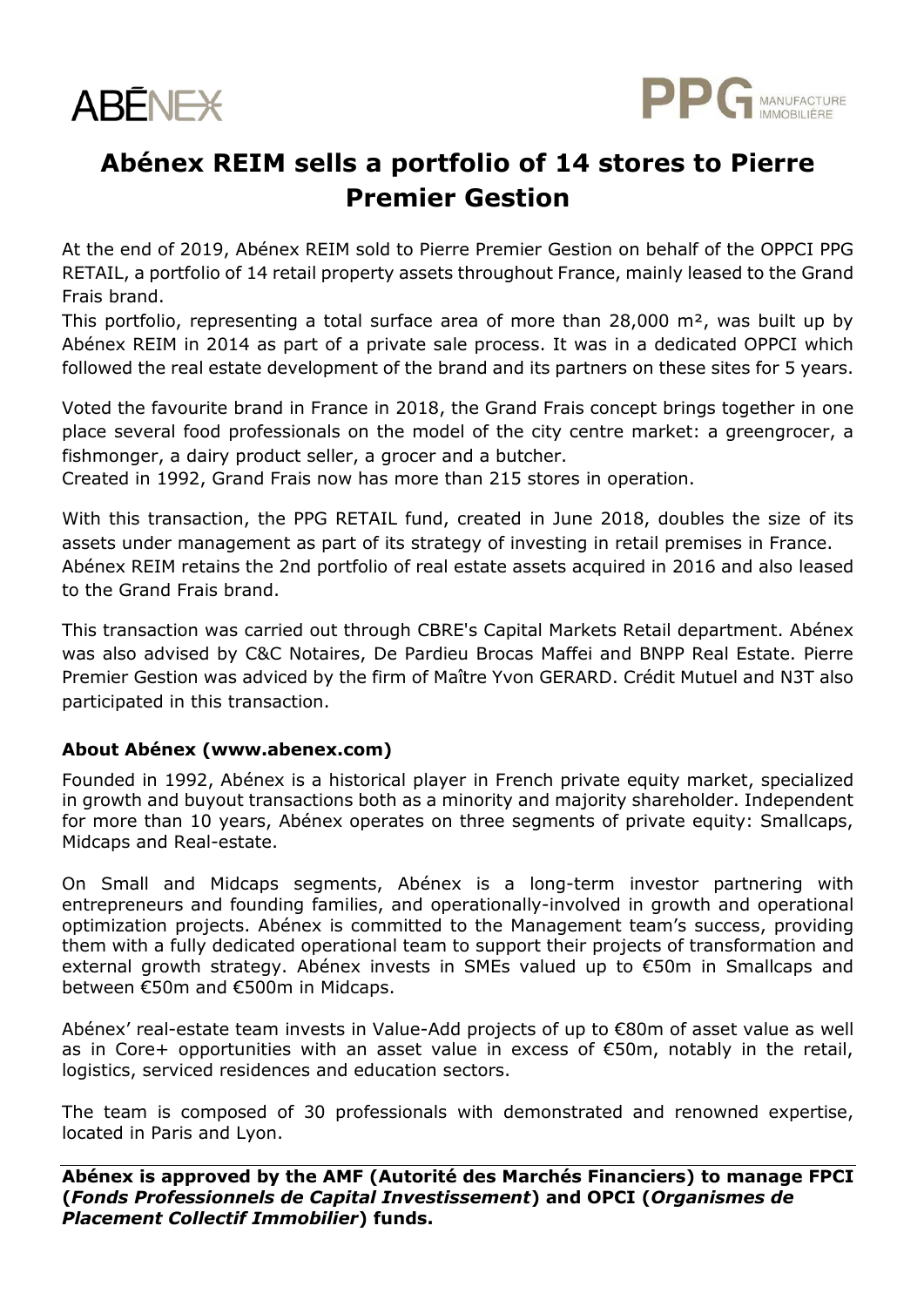# Abénex REIM sells a portfolio of 14 stores to Pierre Premier Gestion

At the end of 2019, Abénex REIM sold to Pierre Premier Gestion on behalf of the OPPCI PPG RETAIL, a portfolio of 14 retail property assets throughout France, mainly leased to the Grand Frais brand.
This portfolio, representing a total surface area of more than 28,000 m², was built up by Abénex REIM in 2014 as part of a private sale process. It was in a dedicated OPPCI which followed the real estate development of the brand and its partners on these sites for 5 years.

Voted the favourite brand in France in 2018, the Grand Frais concept brings together in one place several food professionals on the model of the city centre market: a greengrocer, a fishmonger, a dairy product seller, a grocer and a butcher.
Created in 1992, Grand Frais now has more than 215 stores in operation.

With this transaction, the PPG RETAIL fund, created in June 2018, doubles the size of its assets under management as part of its strategy of investing in retail premises in France.
Abénex REIM retains the 2nd portfolio of real estate assets acquired in 2016 and also leased to the Grand Frais brand.

This transaction was carried out through CBRE's Capital Markets Retail department. Abénex was also advised by C&C Notaires, De Pardieu Brocas Maffei and BNPP Real Estate. Pierre Premier Gestion was adviced by the firm of Maître Yvon GERARD. Crédit Mutuel and N3T also participated in this transaction.

### About Abénex (www.abenex.com)

Founded in 1992, Abénex is a historical player in French private equity market, specialized in growth and buyout transactions both as a minority and majority shareholder. Independent for more than 10 years, Abénex operates on three segments of private equity: Smallcaps, Midcaps and Real-estate.

On Small and Midcaps segments, Abénex is a long-term investor partnering with entrepreneurs and founding families, and operationally-involved in growth and operational optimization projects. Abénex is committed to the Management team's success, providing them with a fully dedicated operational team to support their projects of transformation and external growth strategy. Abénex invests in SMEs valued up to €50m in Smallcaps and between €50m and €500m in Midcaps.

Abénex' real-estate team invests in Value-Add projects of up to €80m of asset value as well as in Core+ opportunities with an asset value in excess of €50m, notably in the retail, logistics, serviced residences and education sectors.

The team is composed of 30 professionals with demonstrated and renowned expertise, located in Paris and Lyon.

**Abénex is approved by the AMF (Autorité des Marchés Financiers) to manage FPCI (*Fonds Professionnels de Capital Investissement*) and OPCI (*Organismes de Placement Collectif Immobilier*) funds.**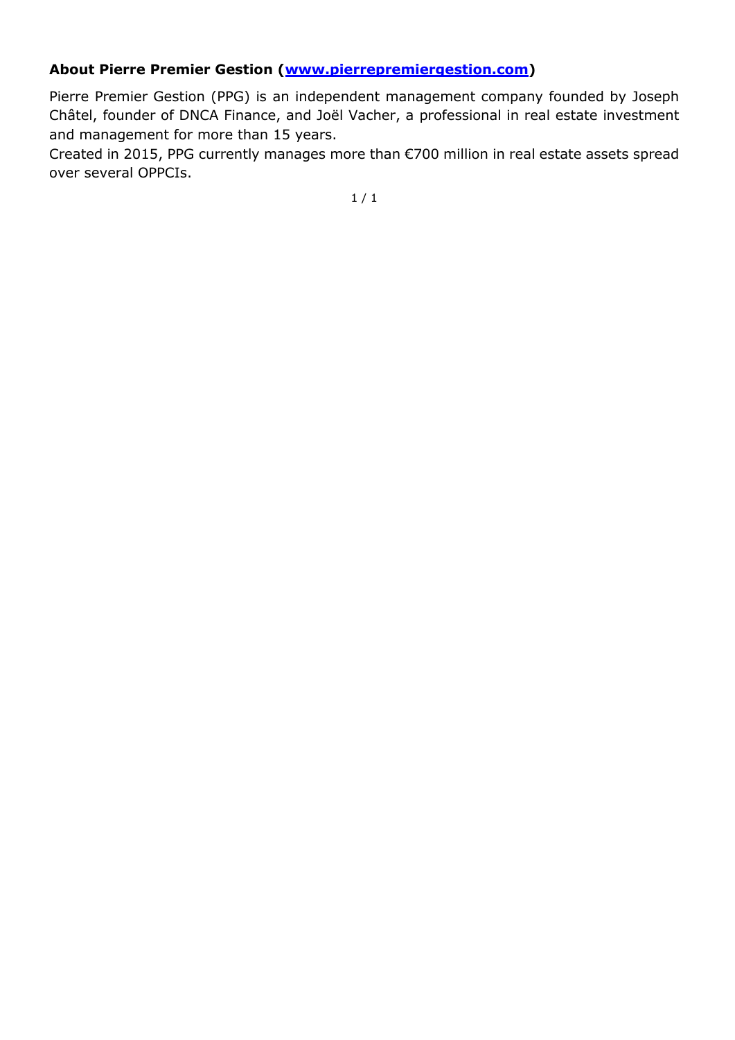**About Pierre Premier Gestion ([www.pierrepremiergestion.com](http://www.pierrepremiergestion.com))**

Pierre Premier Gestion (PPG) is an independent management company founded by Joseph Châtel, founder of DNCA Finance, and Joël Vacher, a professional in real estate investment and management for more than 15 years.

Created in 2015, PPG currently manages more than €700 million in real estate assets spread over several OPPCIs.